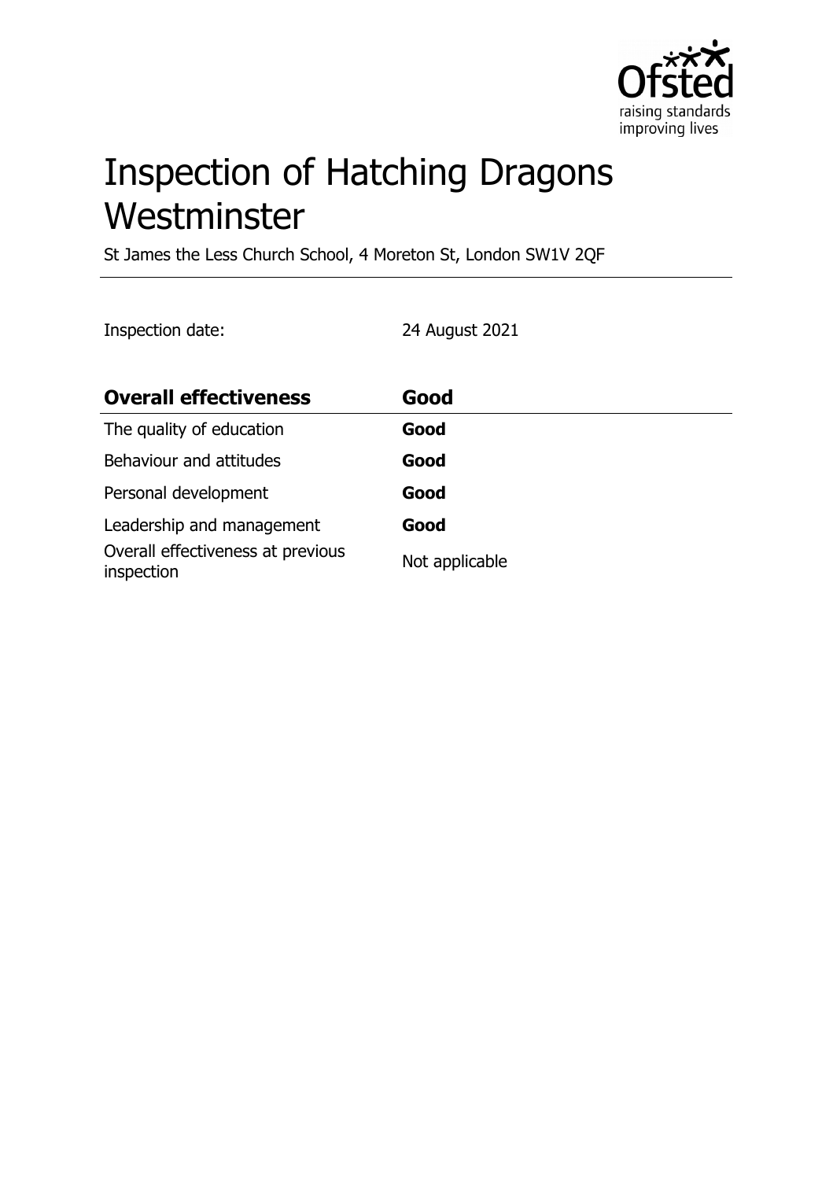# Inspection of Hatching Dragons Westminster

St James the Less Church School, 4 Moreton St, London SW1V 2QF

Inspection date: 24 August 2021

| **Overall effectiveness** | **Good** |
|---|---|
| The quality of education | **Good** |
| Behaviour and attitudes | **Good** |
| Personal development | **Good** |
| Leadership and management | **Good** |
| Overall effectiveness at previous inspection | Not applicable |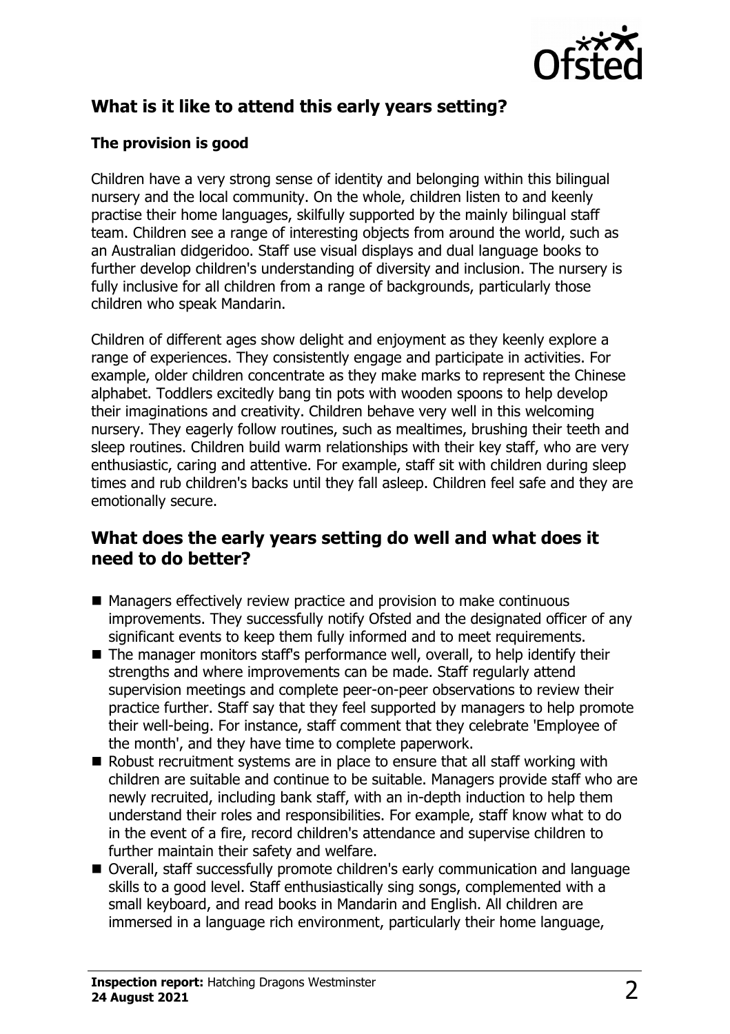## What is it like to attend this early years setting?

### The provision is good

Children have a very strong sense of identity and belonging within this bilingual nursery and the local community. On the whole, children listen to and keenly practise their home languages, skilfully supported by the mainly bilingual staff team. Children see a range of interesting objects from around the world, such as an Australian didgeridoo. Staff use visual displays and dual language books to further develop children's understanding of diversity and inclusion. The nursery is fully inclusive for all children from a range of backgrounds, particularly those children who speak Mandarin.

Children of different ages show delight and enjoyment as they keenly explore a range of experiences. They consistently engage and participate in activities. For example, older children concentrate as they make marks to represent the Chinese alphabet. Toddlers excitedly bang tin pots with wooden spoons to help develop their imaginations and creativity. Children behave very well in this welcoming nursery. They eagerly follow routines, such as mealtimes, brushing their teeth and sleep routines. Children build warm relationships with their key staff, who are very enthusiastic, caring and attentive. For example, staff sit with children during sleep times and rub children's backs until they fall asleep. Children feel safe and they are emotionally secure.

## What does the early years setting do well and what does it need to do better?

- Managers effectively review practice and provision to make continuous improvements. They successfully notify Ofsted and the designated officer of any significant events to keep them fully informed and to meet requirements.
- The manager monitors staff's performance well, overall, to help identify their strengths and where improvements can be made. Staff regularly attend supervision meetings and complete peer-on-peer observations to review their practice further. Staff say that they feel supported by managers to help promote their well-being. For instance, staff comment that they celebrate 'Employee of the month', and they have time to complete paperwork.
- Robust recruitment systems are in place to ensure that all staff working with children are suitable and continue to be suitable. Managers provide staff who are newly recruited, including bank staff, with an in-depth induction to help them understand their roles and responsibilities. For example, staff know what to do in the event of a fire, record children's attendance and supervise children to further maintain their safety and welfare.
- Overall, staff successfully promote children's early communication and language skills to a good level. Staff enthusiastically sing songs, complemented with a small keyboard, and read books in Mandarin and English. All children are immersed in a language rich environment, particularly their home language,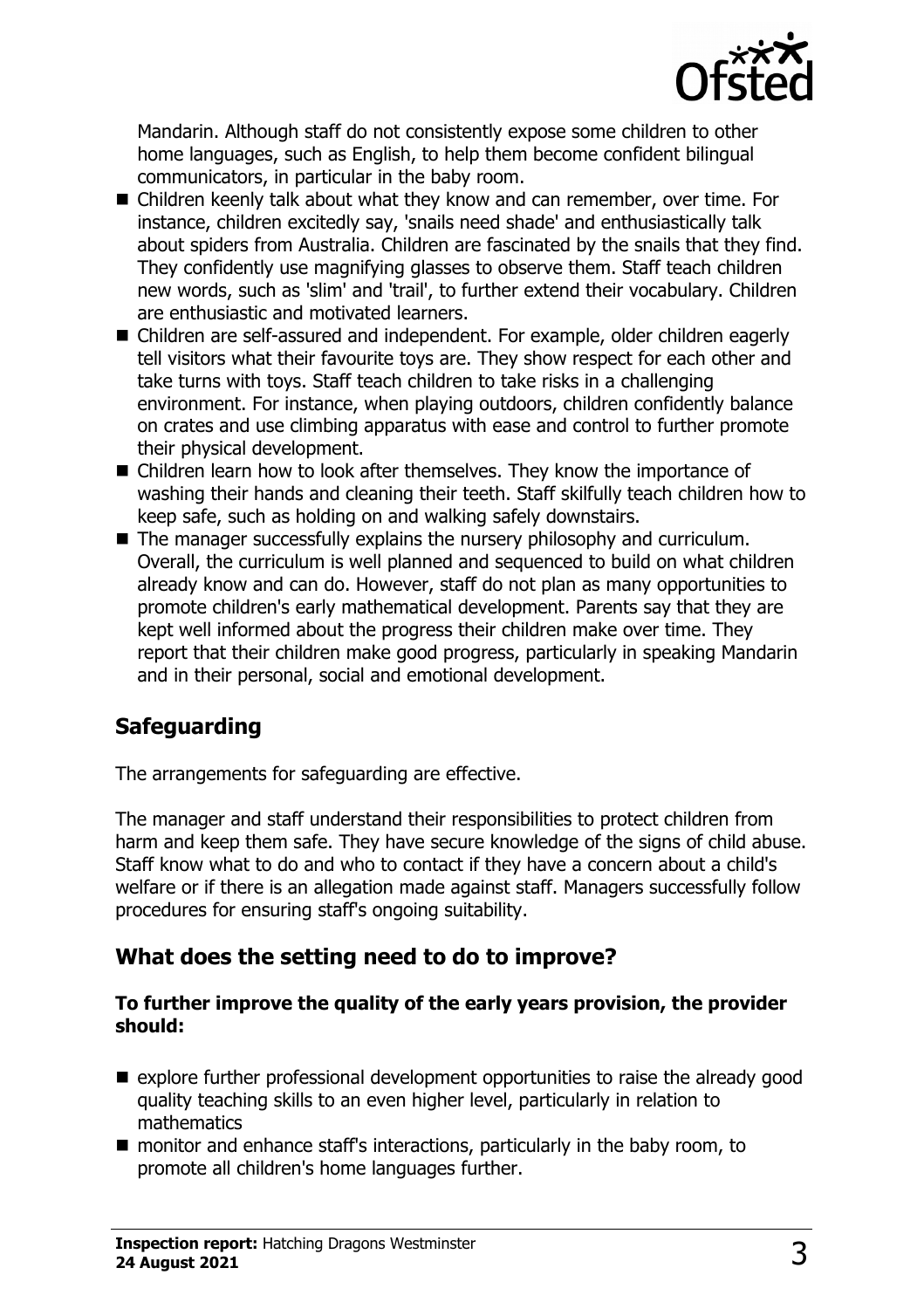Mandarin. Although staff do not consistently expose some children to other home languages, such as English, to help them become confident bilingual communicators, in particular in the baby room.

- Children keenly talk about what they know and can remember, over time. For instance, children excitedly say, 'snails need shade' and enthusiastically talk about spiders from Australia. Children are fascinated by the snails that they find. They confidently use magnifying glasses to observe them. Staff teach children new words, such as 'slim' and 'trail', to further extend their vocabulary. Children are enthusiastic and motivated learners.
- Children are self-assured and independent. For example, older children eagerly tell visitors what their favourite toys are. They show respect for each other and take turns with toys. Staff teach children to take risks in a challenging environment. For instance, when playing outdoors, children confidently balance on crates and use climbing apparatus with ease and control to further promote their physical development.
- Children learn how to look after themselves. They know the importance of washing their hands and cleaning their teeth. Staff skilfully teach children how to keep safe, such as holding on and walking safely downstairs.
- The manager successfully explains the nursery philosophy and curriculum. Overall, the curriculum is well planned and sequenced to build on what children already know and can do. However, staff do not plan as many opportunities to promote children's early mathematical development. Parents say that they are kept well informed about the progress their children make over time. They report that their children make good progress, particularly in speaking Mandarin and in their personal, social and emotional development.

## Safeguarding

The arrangements for safeguarding are effective.

The manager and staff understand their responsibilities to protect children from harm and keep them safe. They have secure knowledge of the signs of child abuse. Staff know what to do and who to contact if they have a concern about a child's welfare or if there is an allegation made against staff. Managers successfully follow procedures for ensuring staff's ongoing suitability.

## What does the setting need to do to improve?

**To further improve the quality of the early years provision, the provider should:**

- explore further professional development opportunities to raise the already good quality teaching skills to an even higher level, particularly in relation to mathematics
- monitor and enhance staff's interactions, particularly in the baby room, to promote all children's home languages further.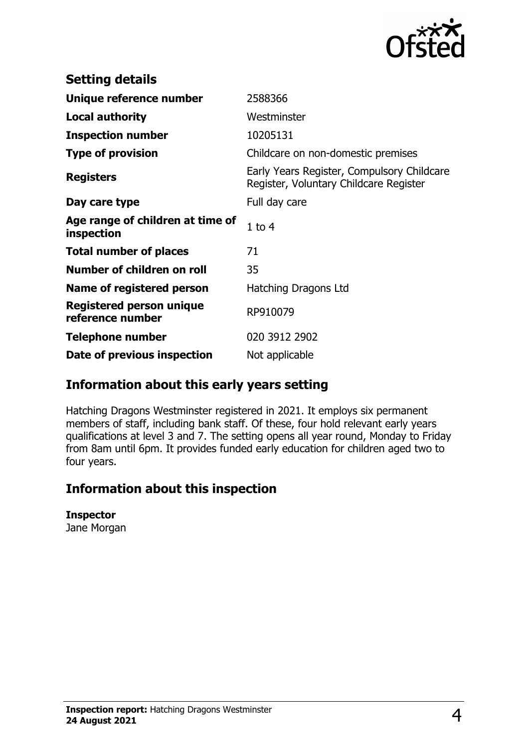## Setting details

| | |
|---|---|
| **Unique reference number** | 2588366 |
| **Local authority** | Westminster |
| **Inspection number** | 10205131 |
| **Type of provision** | Childcare on non-domestic premises |
| **Registers** | Early Years Register, Compulsory Childcare Register, Voluntary Childcare Register |
| **Day care type** | Full day care |
| **Age range of children at time of inspection** | 1 to 4 |
| **Total number of places** | 71 |
| **Number of children on roll** | 35 |
| **Name of registered person** | Hatching Dragons Ltd |
| **Registered person unique reference number** | RP910079 |
| **Telephone number** | 020 3912 2902 |
| **Date of previous inspection** | Not applicable |

## Information about this early years setting

Hatching Dragons Westminster registered in 2021. It employs six permanent members of staff, including bank staff. Of these, four hold relevant early years qualifications at level 3 and 7. The setting opens all year round, Monday to Friday from 8am until 6pm. It provides funded early education for children aged two to four years.

## Information about this inspection

**Inspector**
Jane Morgan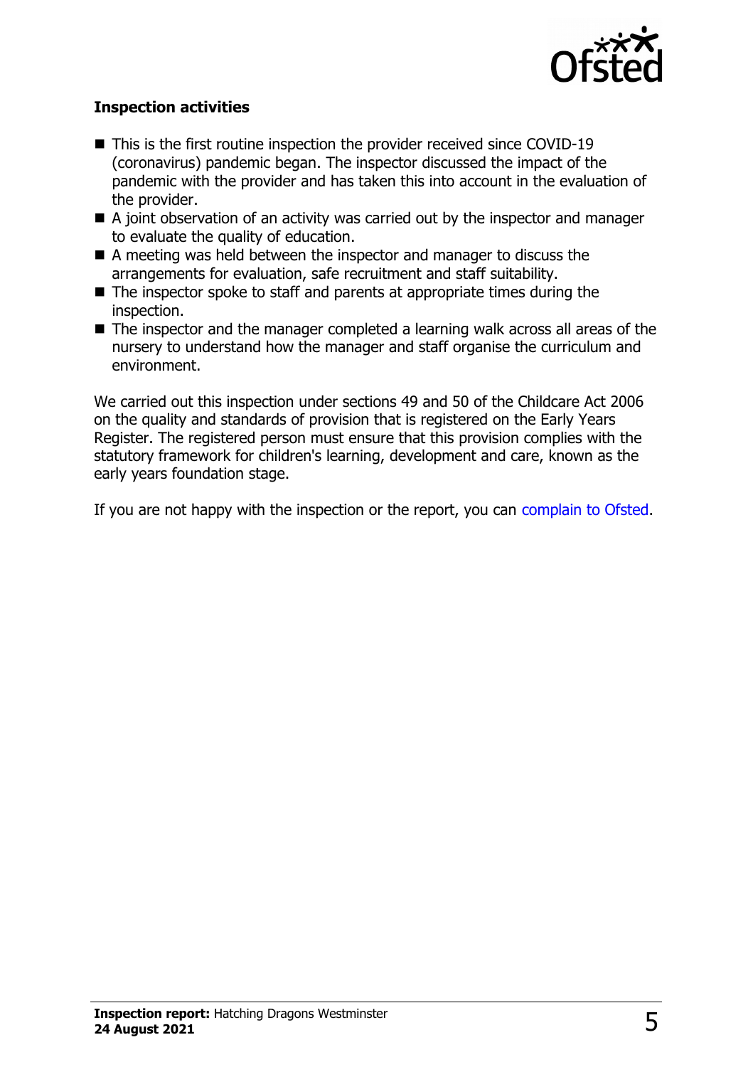### Inspection activities

- This is the first routine inspection the provider received since COVID-19 (coronavirus) pandemic began. The inspector discussed the impact of the pandemic with the provider and has taken this into account in the evaluation of the provider.
- A joint observation of an activity was carried out by the inspector and manager to evaluate the quality of education.
- A meeting was held between the inspector and manager to discuss the arrangements for evaluation, safe recruitment and staff suitability.
- The inspector spoke to staff and parents at appropriate times during the inspection.
- The inspector and the manager completed a learning walk across all areas of the nursery to understand how the manager and staff organise the curriculum and environment.

We carried out this inspection under sections 49 and 50 of the Childcare Act 2006 on the quality and standards of provision that is registered on the Early Years Register. The registered person must ensure that this provision complies with the statutory framework for children's learning, development and care, known as the early years foundation stage.

If you are not happy with the inspection or the report, you can complain to Ofsted.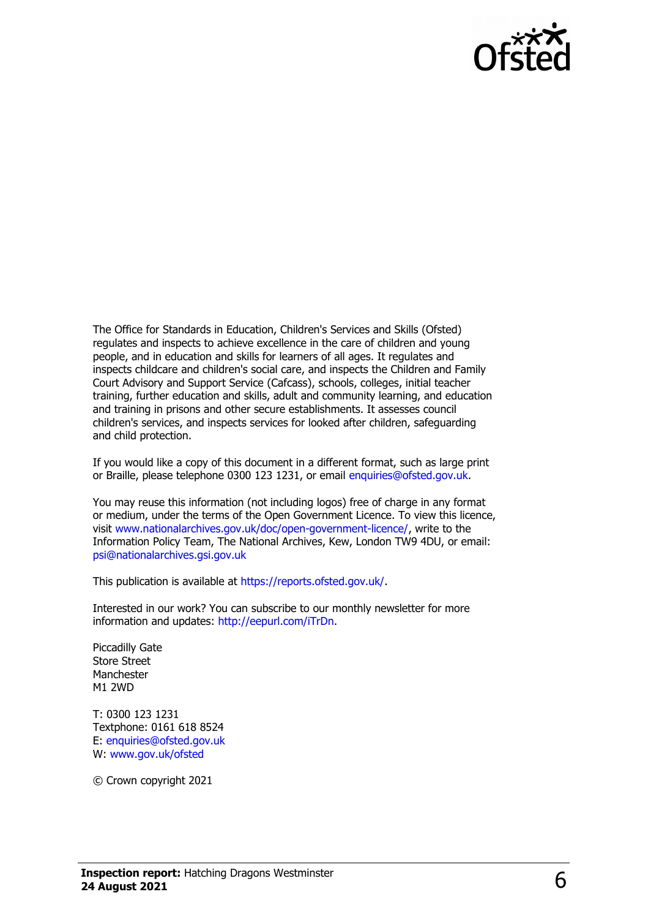The Office for Standards in Education, Children's Services and Skills (Ofsted) regulates and inspects to achieve excellence in the care of children and young people, and in education and skills for learners of all ages. It regulates and inspects childcare and children's social care, and inspects the Children and Family Court Advisory and Support Service (Cafcass), schools, colleges, initial teacher training, further education and skills, adult and community learning, and education and training in prisons and other secure establishments. It assesses council children's services, and inspects services for looked after children, safeguarding and child protection.

If you would like a copy of this document in a different format, such as large print or Braille, please telephone 0300 123 1231, or email enquiries@ofsted.gov.uk.

You may reuse this information (not including logos) free of charge in any format or medium, under the terms of the Open Government Licence. To view this licence, visit www.nationalarchives.gov.uk/doc/open-government-licence/, write to the Information Policy Team, The National Archives, Kew, London TW9 4DU, or email: psi@nationalarchives.gsi.gov.uk

This publication is available at https://reports.ofsted.gov.uk/.

Interested in our work? You can subscribe to our monthly newsletter for more information and updates: http://eepurl.com/iTrDn.

Piccadilly Gate
Store Street
Manchester
M1 2WD

T: 0300 123 1231
Textphone: 0161 618 8524
E: enquiries@ofsted.gov.uk
W: www.gov.uk/ofsted

© Crown copyright 2021